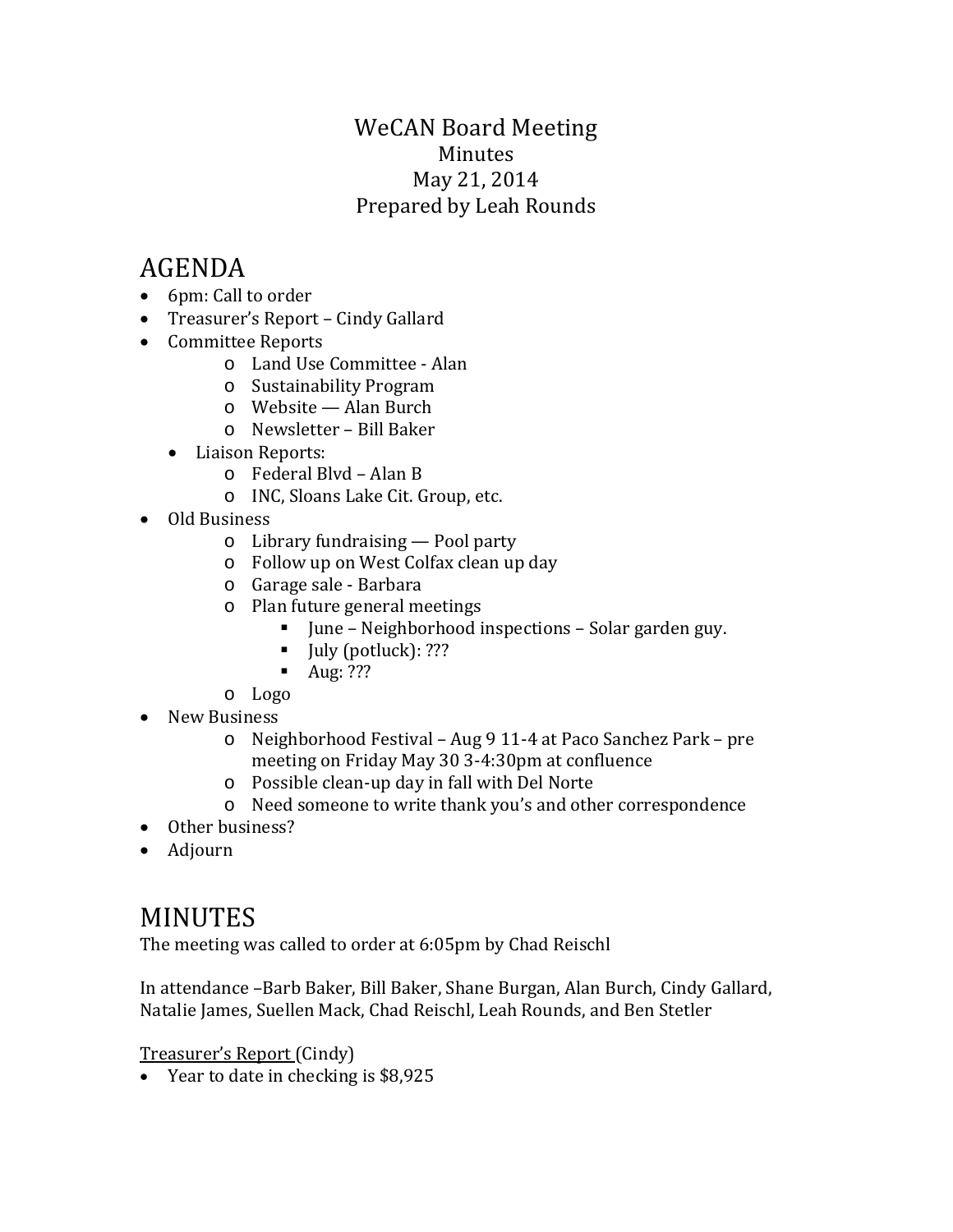# WeCAN Board Meeting

Minutes

May 21, 2014

Prepared by Leah Rounds

## AGENDA

- 6pm: Call to order
- Treasurer's Report – Cindy Gallard
- Committee Reports
  - Land Use Committee - Alan
  - Sustainability Program
  - Website — Alan Burch
  - Newsletter – Bill Baker
- Liaison Reports:
  - Federal Blvd – Alan B
  - INC, Sloans Lake Cit. Group, etc.
- Old Business
  - Library fundraising — Pool party
  - Follow up on West Colfax clean up day
  - Garage sale - Barbara
  - Plan future general meetings
    - June – Neighborhood inspections – Solar garden guy.
    - July (potluck): ???
    - Aug: ???
  - Logo
- New Business
  - Neighborhood Festival – Aug 9 11-4 at Paco Sanchez Park – pre meeting on Friday May 30 3-4:30pm at confluence
  - Possible clean-up day in fall with Del Norte
  - Need someone to write thank you's and other correspondence
- Other business?
- Adjourn

## MINUTES

The meeting was called to order at 6:05pm by Chad Reischl

In attendance –Barb Baker, Bill Baker, Shane Burgan, Alan Burch, Cindy Gallard, Natalie James, Suellen Mack, Chad Reischl, Leah Rounds, and Ben Stetler

Treasurer's Report (Cindy)

- Year to date in checking is $8,925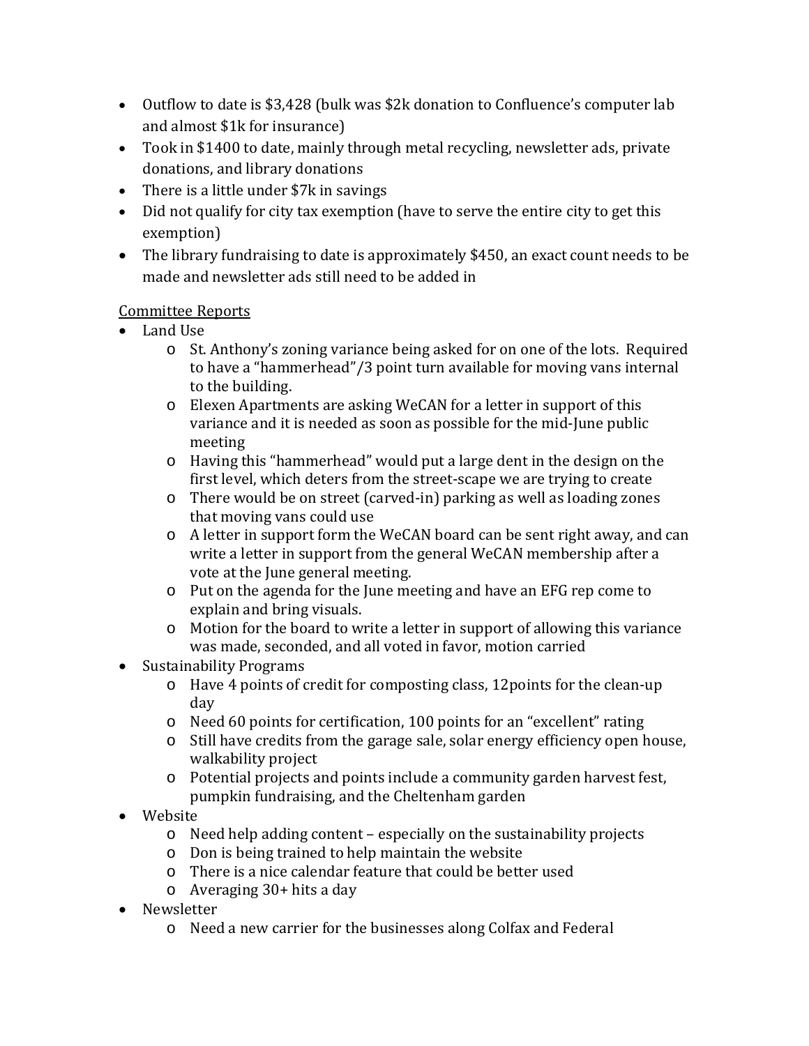- Outflow to date is $3,428 (bulk was $2k donation to Confluence's computer lab and almost $1k for insurance)
- Took in $1400 to date, mainly through metal recycling, newsletter ads, private donations, and library donations
- There is a little under $7k in savings
- Did not qualify for city tax exemption (have to serve the entire city to get this exemption)
- The library fundraising to date is approximately $450, an exact count needs to be made and newsletter ads still need to be added in

<u>Committee Reports</u>

- Land Use
    - St. Anthony's zoning variance being asked for on one of the lots. Required to have a "hammerhead"/3 point turn available for moving vans internal to the building.
    - Elexen Apartments are asking WeCAN for a letter in support of this variance and it is needed as soon as possible for the mid-June public meeting
    - Having this "hammerhead" would put a large dent in the design on the first level, which deters from the street-scape we are trying to create
    - There would be on street (carved-in) parking as well as loading zones that moving vans could use
    - A letter in support form the WeCAN board can be sent right away, and can write a letter in support from the general WeCAN membership after a vote at the June general meeting.
    - Put on the agenda for the June meeting and have an EFG rep come to explain and bring visuals.
    - Motion for the board to write a letter in support of allowing this variance was made, seconded, and all voted in favor, motion carried
- Sustainability Programs
    - Have 4 points of credit for composting class, 12points for the clean-up day
    - Need 60 points for certification, 100 points for an "excellent" rating
    - Still have credits from the garage sale, solar energy efficiency open house, walkability project
    - Potential projects and points include a community garden harvest fest, pumpkin fundraising, and the Cheltenham garden
- Website
    - Need help adding content – especially on the sustainability projects
    - Don is being trained to help maintain the website
    - There is a nice calendar feature that could be better used
    - Averaging 30+ hits a day
- Newsletter
    - Need a new carrier for the businesses along Colfax and Federal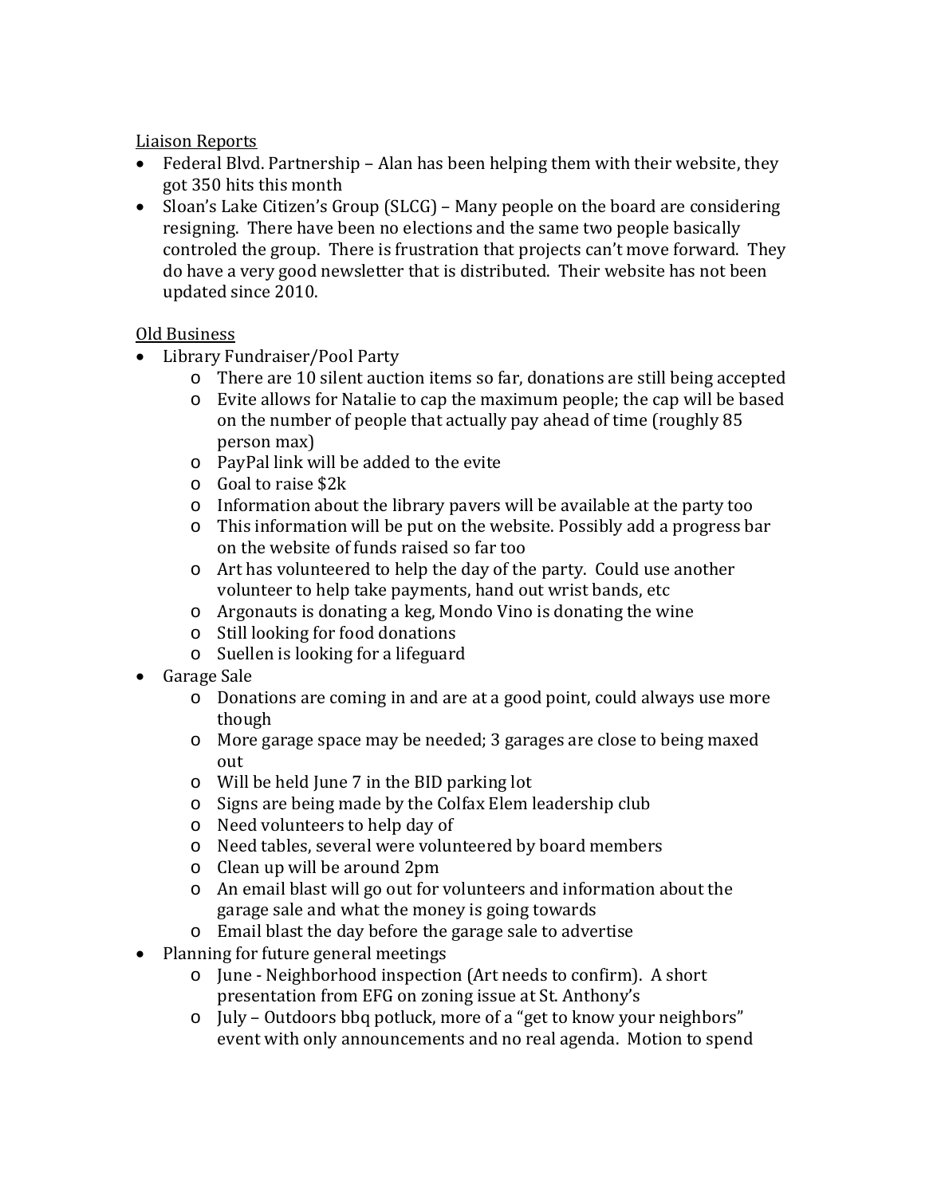Liaison Reports

- Federal Blvd. Partnership – Alan has been helping them with their website, they got 350 hits this month
- Sloan's Lake Citizen's Group (SLCG) – Many people on the board are considering resigning. There have been no elections and the same two people basically controled the group. There is frustration that projects can't move forward. They do have a very good newsletter that is distributed. Their website has not been updated since 2010.

Old Business

- Library Fundraiser/Pool Party
  - There are 10 silent auction items so far, donations are still being accepted
  - Evite allows for Natalie to cap the maximum people; the cap will be based on the number of people that actually pay ahead of time (roughly 85 person max)
  - PayPal link will be added to the evite
  - Goal to raise $2k
  - Information about the library pavers will be available at the party too
  - This information will be put on the website. Possibly add a progress bar on the website of funds raised so far too
  - Art has volunteered to help the day of the party. Could use another volunteer to help take payments, hand out wrist bands, etc
  - Argonauts is donating a keg, Mondo Vino is donating the wine
  - Still looking for food donations
  - Suellen is looking for a lifeguard
- Garage Sale
  - Donations are coming in and are at a good point, could always use more though
  - More garage space may be needed; 3 garages are close to being maxed out
  - Will be held June 7 in the BID parking lot
  - Signs are being made by the Colfax Elem leadership club
  - Need volunteers to help day of
  - Need tables, several were volunteered by board members
  - Clean up will be around 2pm
  - An email blast will go out for volunteers and information about the garage sale and what the money is going towards
  - Email blast the day before the garage sale to advertise
- Planning for future general meetings
  - June - Neighborhood inspection (Art needs to confirm). A short presentation from EFG on zoning issue at St. Anthony's
  - July – Outdoors bbq potluck, more of a "get to know your neighbors" event with only announcements and no real agenda. Motion to spend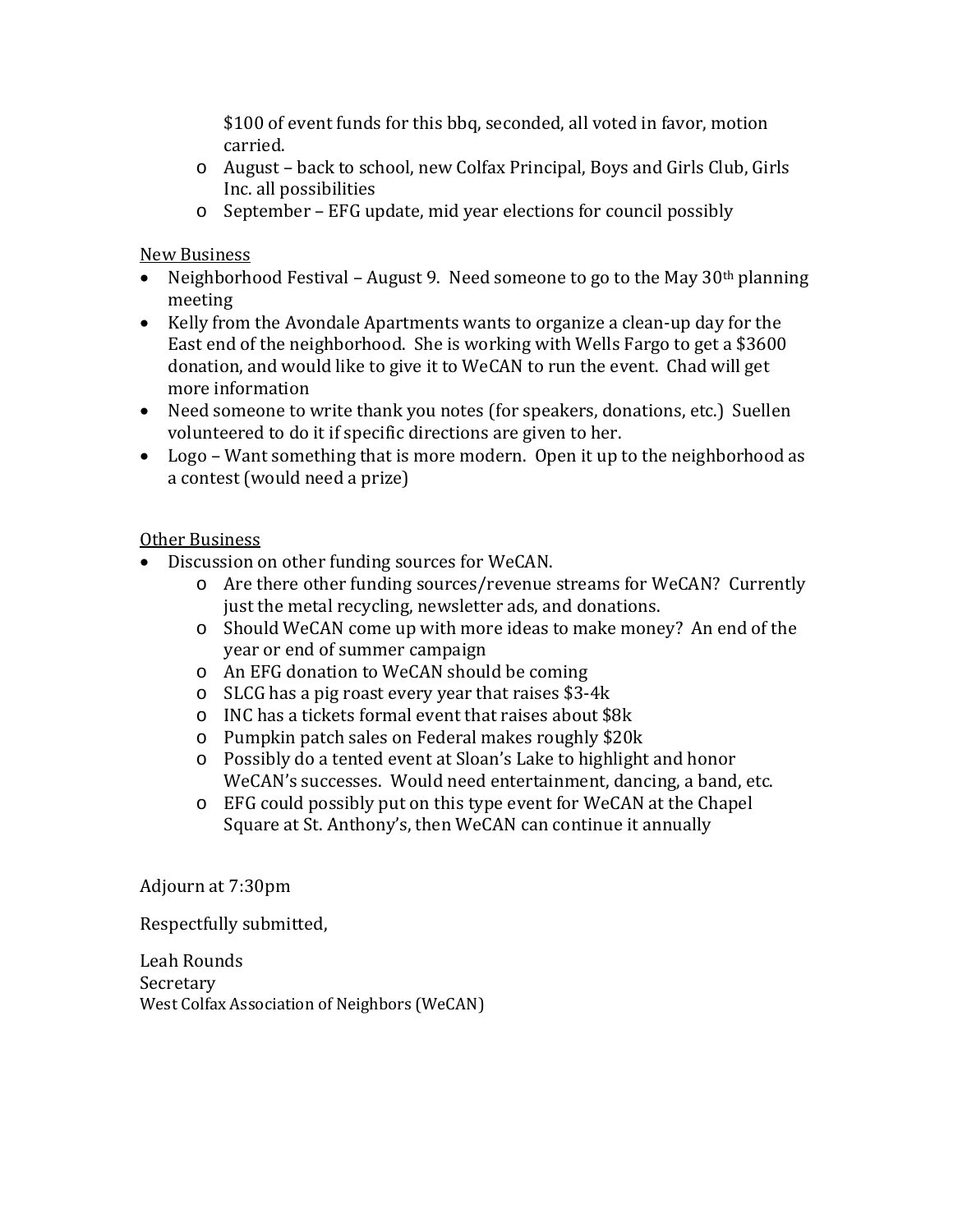- $100 of event funds for this bbq, seconded, all voted in favor, motion carried.
  - August – back to school, new Colfax Principal, Boys and Girls Club, Girls Inc. all possibilities
  - September – EFG update, mid year elections for council possibly

<u>New Business</u>

- Neighborhood Festival – August 9. Need someone to go to the May 30th planning meeting
- Kelly from the Avondale Apartments wants to organize a clean-up day for the East end of the neighborhood. She is working with Wells Fargo to get a $3600 donation, and would like to give it to WeCAN to run the event. Chad will get more information
- Need someone to write thank you notes (for speakers, donations, etc.) Suellen volunteered to do it if specific directions are given to her.
- Logo – Want something that is more modern. Open it up to the neighborhood as a contest (would need a prize)

<u>Other Business</u>

- Discussion on other funding sources for WeCAN.
  - Are there other funding sources/revenue streams for WeCAN? Currently just the metal recycling, newsletter ads, and donations.
  - Should WeCAN come up with more ideas to make money? An end of the year or end of summer campaign
  - An EFG donation to WeCAN should be coming
  - SLCG has a pig roast every year that raises $3-4k
  - INC has a tickets formal event that raises about $8k
  - Pumpkin patch sales on Federal makes roughly $20k
  - Possibly do a tented event at Sloan's Lake to highlight and honor WeCAN's successes. Would need entertainment, dancing, a band, etc.
  - EFG could possibly put on this type event for WeCAN at the Chapel Square at St. Anthony's, then WeCAN can continue it annually

Adjourn at 7:30pm

Respectfully submitted,

Leah Rounds
Secretary
West Colfax Association of Neighbors (WeCAN)